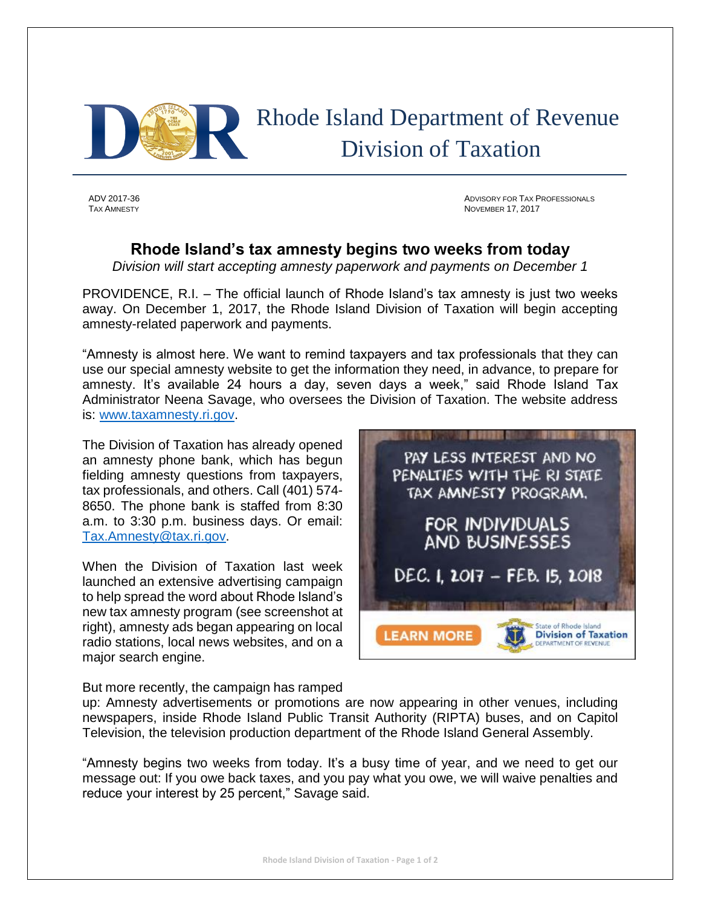Rhode Island Department of Revenue
Division of Taxation

ADV 2017-36
TAX AMNESTY

ADVISORY FOR TAX PROFESSIONALS
NOVEMBER 17, 2017

## Rhode Island's tax amnesty begins two weeks from today

*Division will start accepting amnesty paperwork and payments on December 1*

PROVIDENCE, R.I. – The official launch of Rhode Island's tax amnesty is just two weeks away. On December 1, 2017, the Rhode Island Division of Taxation will begin accepting amnesty-related paperwork and payments.

"Amnesty is almost here. We want to remind taxpayers and tax professionals that they can use our special amnesty website to get the information they need, in advance, to prepare for amnesty. It's available 24 hours a day, seven days a week," said Rhode Island Tax Administrator Neena Savage, who oversees the Division of Taxation. The website address is: [www.taxamnesty.ri.gov](http://www.taxamnesty.ri.gov).

The Division of Taxation has already opened an amnesty phone bank, which has begun fielding amnesty questions from taxpayers, tax professionals, and others. Call (401) 574-8650. The phone bank is staffed from 8:30 a.m. to 3:30 p.m. business days. Or email: [Tax.Amnesty@tax.ri.gov](mailto:Tax.Amnesty@tax.ri.gov).

PAY LESS INTEREST AND NO PENALTIES WITH THE RI STATE TAX AMNESTY PROGRAM.

FOR INDIVIDUALS AND BUSINESSES

DEC. 1, 2017 – FEB. 15, 2018

LEARN MORE

State of Rhode Island Division of Taxation DEPARTMENT OF REVENUE

When the Division of Taxation last week launched an extensive advertising campaign to help spread the word about Rhode Island's new tax amnesty program (see screenshot at right), amnesty ads began appearing on local radio stations, local news websites, and on a major search engine.

But more recently, the campaign has ramped up: Amnesty advertisements or promotions are now appearing in other venues, including newspapers, inside Rhode Island Public Transit Authority (RIPTA) buses, and on Capitol Television, the television production department of the Rhode Island General Assembly.

"Amnesty begins two weeks from today. It's a busy time of year, and we need to get our message out: If you owe back taxes, and you pay what you owe, we will waive penalties and reduce your interest by 25 percent," Savage said.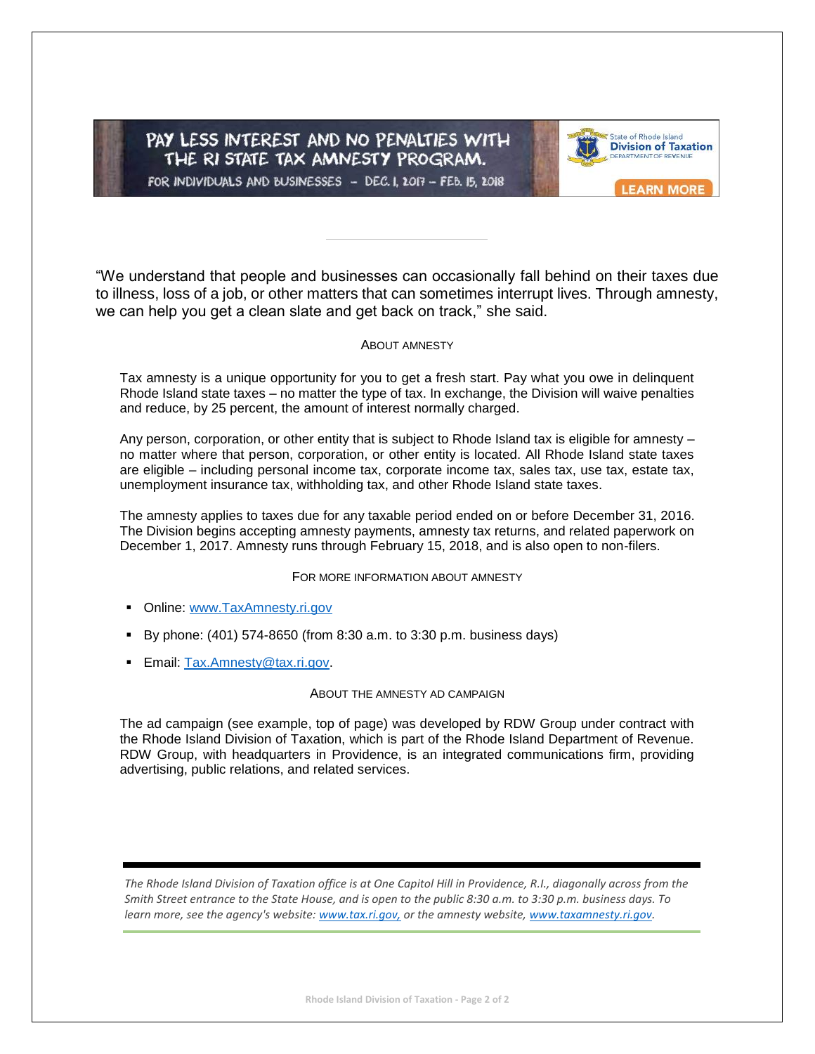PAY LESS INTEREST AND NO PENALTIES WITH THE RI STATE TAX AMNESTY PROGRAM.

FOR INDIVIDUALS AND BUSINESSES – DEC. 1, 2017 – FEB. 15, 2018

State of Rhode Island **Division of Taxation** DEPARTMENT OF REVENUE

LEARN MORE

---

"We understand that people and businesses can occasionally fall behind on their taxes due to illness, loss of a job, or other matters that can sometimes interrupt lives. Through amnesty, we can help you get a clean slate and get back on track," she said.

## About Amnesty

Tax amnesty is a unique opportunity for you to get a fresh start. Pay what you owe in delinquent Rhode Island state taxes – no matter the type of tax. In exchange, the Division will waive penalties and reduce, by 25 percent, the amount of interest normally charged.

Any person, corporation, or other entity that is subject to Rhode Island tax is eligible for amnesty – no matter where that person, corporation, or other entity is located. All Rhode Island state taxes are eligible – including personal income tax, corporate income tax, sales tax, use tax, estate tax, unemployment insurance tax, withholding tax, and other Rhode Island state taxes.

The amnesty applies to taxes due for any taxable period ended on or before December 31, 2016. The Division begins accepting amnesty payments, amnesty tax returns, and related paperwork on December 1, 2017. Amnesty runs through February 15, 2018, and is also open to non-filers.

## For More Information About Amnesty

- Online: [www.TaxAmnesty.ri.gov](http://www.TaxAmnesty.ri.gov)
- By phone: (401) 574-8650 (from 8:30 a.m. to 3:30 p.m. business days)
- Email: [Tax.Amnesty@tax.ri.gov](mailto:Tax.Amnesty@tax.ri.gov).

## About the Amnesty Ad Campaign

The ad campaign (see example, top of page) was developed by RDW Group under contract with the Rhode Island Division of Taxation, which is part of the Rhode Island Department of Revenue. RDW Group, with headquarters in Providence, is an integrated communications firm, providing advertising, public relations, and related services.

---

*The Rhode Island Division of Taxation office is at One Capitol Hill in Providence, R.I., diagonally across from the Smith Street entrance to the State House, and is open to the public 8:30 a.m. to 3:30 p.m. business days. To learn more, see the agency's website: [www.tax.ri.gov,](http://www.tax.ri.gov) or the amnesty website, [www.taxamnesty.ri.gov](http://www.taxamnesty.ri.gov).*